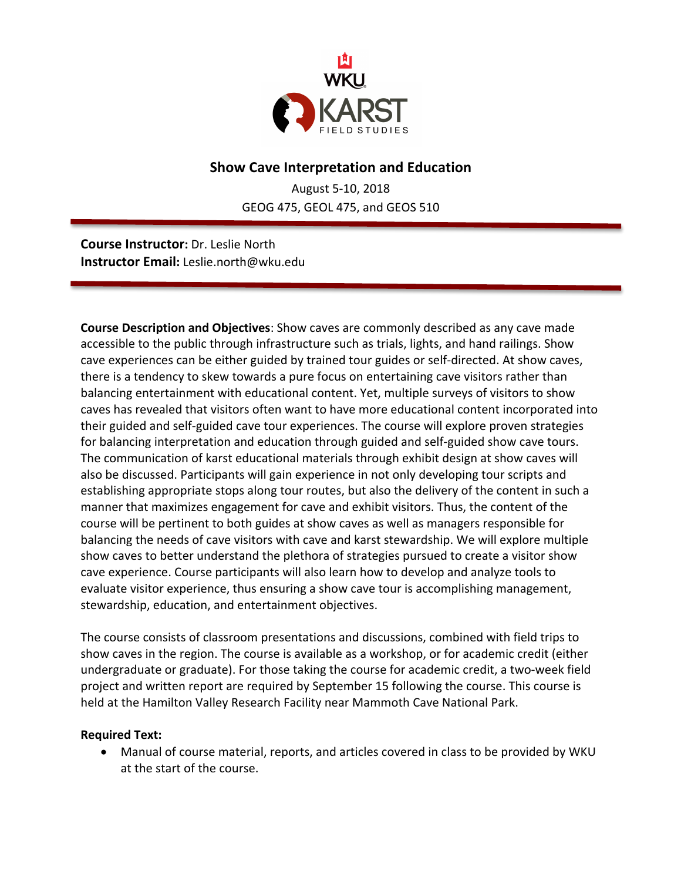WKU KARST FIELD STUDIES

## Show Cave Interpretation and Education

August 5-10, 2018

GEOG 475, GEOL 475, and GEOS 510

**Course Instructor:** Dr. Leslie North
**Instructor Email:** Leslie.north@wku.edu

**Course Description and Objectives**: Show caves are commonly described as any cave made accessible to the public through infrastructure such as trials, lights, and hand railings. Show cave experiences can be either guided by trained tour guides or self-directed. At show caves, there is a tendency to skew towards a pure focus on entertaining cave visitors rather than balancing entertainment with educational content. Yet, multiple surveys of visitors to show caves has revealed that visitors often want to have more educational content incorporated into their guided and self-guided cave tour experiences. The course will explore proven strategies for balancing interpretation and education through guided and self-guided show cave tours. The communication of karst educational materials through exhibit design at show caves will also be discussed. Participants will gain experience in not only developing tour scripts and establishing appropriate stops along tour routes, but also the delivery of the content in such a manner that maximizes engagement for cave and exhibit visitors. Thus, the content of the course will be pertinent to both guides at show caves as well as managers responsible for balancing the needs of cave visitors with cave and karst stewardship. We will explore multiple show caves to better understand the plethora of strategies pursued to create a visitor show cave experience. Course participants will also learn how to develop and analyze tools to evaluate visitor experience, thus ensuring a show cave tour is accomplishing management, stewardship, education, and entertainment objectives.

The course consists of classroom presentations and discussions, combined with field trips to show caves in the region. The course is available as a workshop, or for academic credit (either undergraduate or graduate). For those taking the course for academic credit, a two-week field project and written report are required by September 15 following the course. This course is held at the Hamilton Valley Research Facility near Mammoth Cave National Park.

**Required Text:**

- Manual of course material, reports, and articles covered in class to be provided by WKU at the start of the course.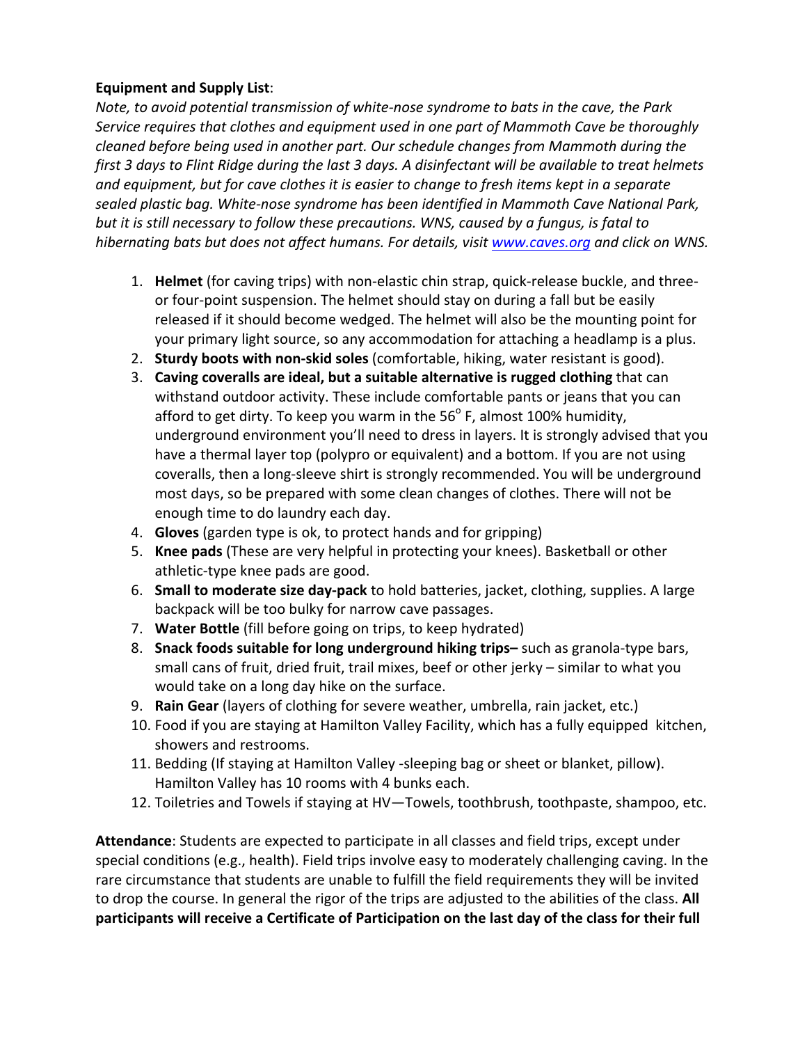**Equipment and Supply List**:

*Note, to avoid potential transmission of white-nose syndrome to bats in the cave, the Park Service requires that clothes and equipment used in one part of Mammoth Cave be thoroughly cleaned before being used in another part. Our schedule changes from Mammoth during the first 3 days to Flint Ridge during the last 3 days. A disinfectant will be available to treat helmets and equipment, but for cave clothes it is easier to change to fresh items kept in a separate sealed plastic bag. White-nose syndrome has been identified in Mammoth Cave National Park, but it is still necessary to follow these precautions. WNS, caused by a fungus, is fatal to hibernating bats but does not affect humans. For details, visit [www.caves.org](http://www.caves.org) and click on WNS.*

1. **Helmet** (for caving trips) with non-elastic chin strap, quick-release buckle, and three- or four-point suspension. The helmet should stay on during a fall but be easily released if it should become wedged. The helmet will also be the mounting point for your primary light source, so any accommodation for attaching a headlamp is a plus.
2. **Sturdy boots with non-skid soles** (comfortable, hiking, water resistant is good).
3. **Caving coveralls are ideal, but a suitable alternative is rugged clothing** that can withstand outdoor activity. These include comfortable pants or jeans that you can afford to get dirty. To keep you warm in the 56$^{o}$ F, almost 100% humidity, underground environment you'll need to dress in layers. It is strongly advised that you have a thermal layer top (polypro or equivalent) and a bottom. If you are not using coveralls, then a long-sleeve shirt is strongly recommended. You will be underground most days, so be prepared with some clean changes of clothes. There will not be enough time to do laundry each day.
4. **Gloves** (garden type is ok, to protect hands and for gripping)
5. **Knee pads** (These are very helpful in protecting your knees). Basketball or other athletic-type knee pads are good.
6. **Small to moderate size day-pack** to hold batteries, jacket, clothing, supplies. A large backpack will be too bulky for narrow cave passages.
7. **Water Bottle** (fill before going on trips, to keep hydrated)
8. **Snack foods suitable for long underground hiking trips–** such as granola-type bars, small cans of fruit, dried fruit, trail mixes, beef or other jerky – similar to what you would take on a long day hike on the surface.
9. **Rain Gear** (layers of clothing for severe weather, umbrella, rain jacket, etc.)
10. Food if you are staying at Hamilton Valley Facility, which has a fully equipped kitchen, showers and restrooms.
11. Bedding (If staying at Hamilton Valley -sleeping bag or sheet or blanket, pillow). Hamilton Valley has 10 rooms with 4 bunks each.
12. Toiletries and Towels if staying at HV—Towels, toothbrush, toothpaste, shampoo, etc.

**Attendance**: Students are expected to participate in all classes and field trips, except under special conditions (e.g., health). Field trips involve easy to moderately challenging caving. In the rare circumstance that students are unable to fulfill the field requirements they will be invited to drop the course. In general the rigor of the trips are adjusted to the abilities of the class. **All participants will receive a Certificate of Participation on the last day of the class for their full**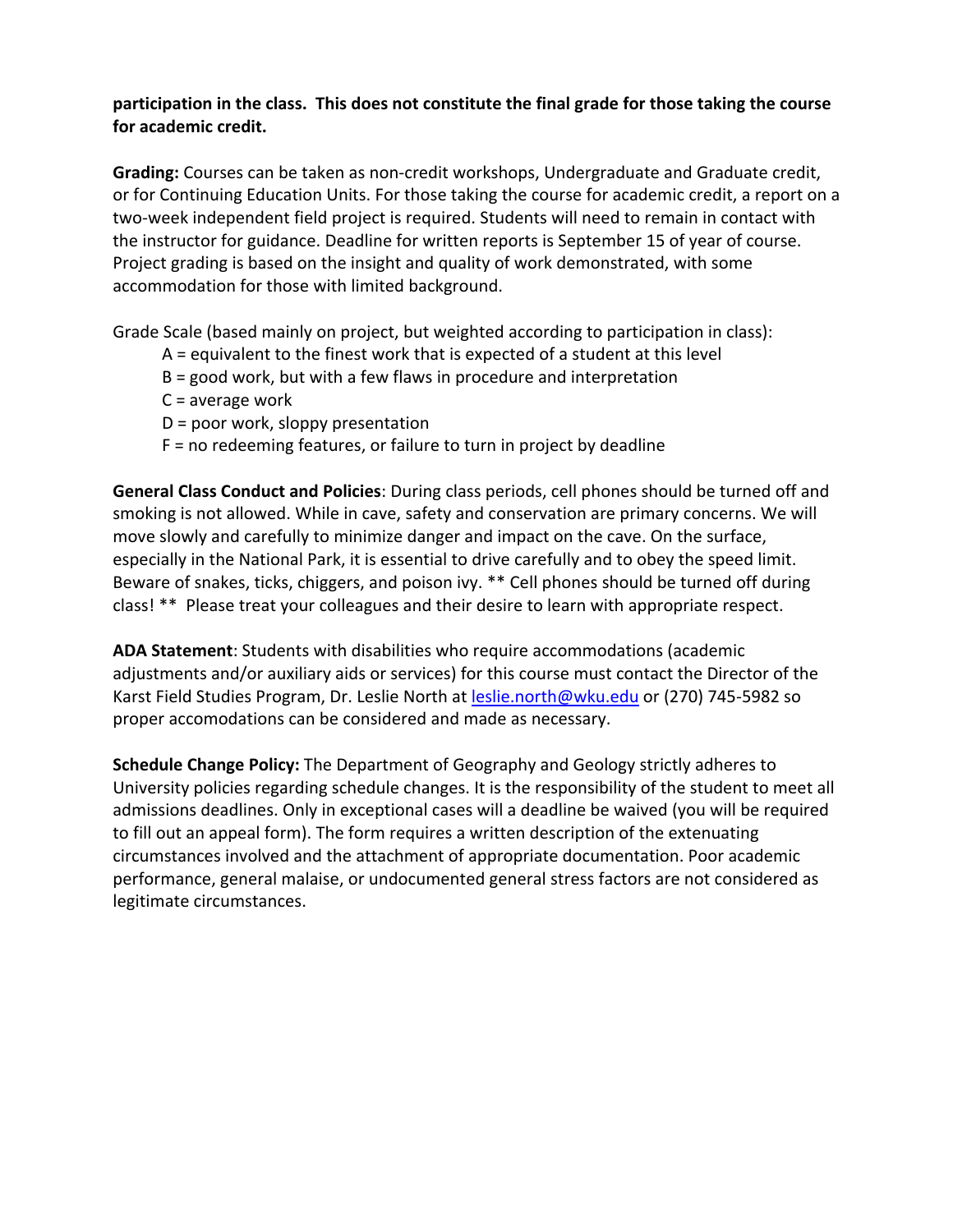**participation in the class. This does not constitute the final grade for those taking the course for academic credit.**

**Grading:** Courses can be taken as non-credit workshops, Undergraduate and Graduate credit, or for Continuing Education Units. For those taking the course for academic credit, a report on a two-week independent field project is required. Students will need to remain in contact with the instructor for guidance. Deadline for written reports is September 15 of year of course. Project grading is based on the insight and quality of work demonstrated, with some accommodation for those with limited background.

Grade Scale (based mainly on project, but weighted according to participation in class):

- A = equivalent to the finest work that is expected of a student at this level
- B = good work, but with a few flaws in procedure and interpretation
- C = average work
- D = poor work, sloppy presentation
- F = no redeeming features, or failure to turn in project by deadline

**General Class Conduct and Policies**: During class periods, cell phones should be turned off and smoking is not allowed. While in cave, safety and conservation are primary concerns. We will move slowly and carefully to minimize danger and impact on the cave. On the surface, especially in the National Park, it is essential to drive carefully and to obey the speed limit. Beware of snakes, ticks, chiggers, and poison ivy. ** Cell phones should be turned off during class! ** Please treat your colleagues and their desire to learn with appropriate respect.

**ADA Statement**: Students with disabilities who require accommodations (academic adjustments and/or auxiliary aids or services) for this course must contact the Director of the Karst Field Studies Program, Dr. Leslie North at leslie.north@wku.edu or (270) 745-5982 so proper accomodations can be considered and made as necessary.

**Schedule Change Policy:** The Department of Geography and Geology strictly adheres to University policies regarding schedule changes. It is the responsibility of the student to meet all admissions deadlines. Only in exceptional cases will a deadline be waived (you will be required to fill out an appeal form). The form requires a written description of the extenuating circumstances involved and the attachment of appropriate documentation. Poor academic performance, general malaise, or undocumented general stress factors are not considered as legitimate circumstances.